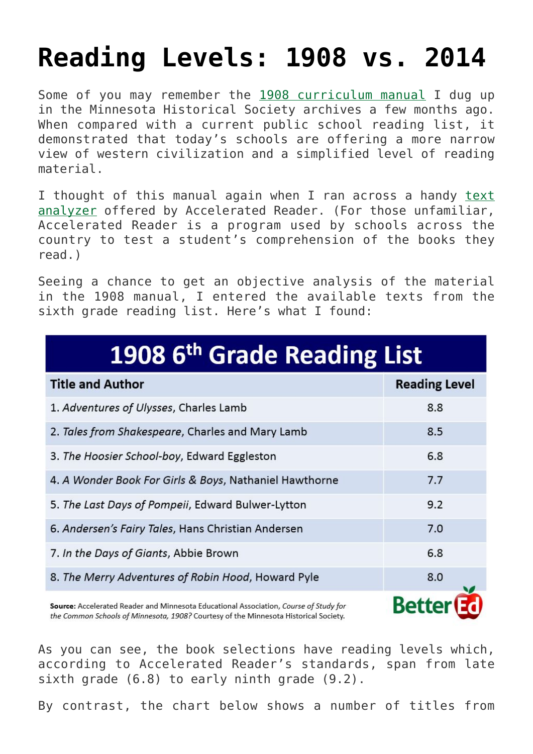# Reading Levels: 1908 vs. 2014

Some of you may remember the [1908 curriculum manual](#) I dug up in the Minnesota Historical Society archives a few months ago. When compared with a current public school reading list, it demonstrated that today's schools are offering a more narrow view of western civilization and a simplified level of reading material.

I thought of this manual again when I ran across a handy [text analyzer](#) offered by Accelerated Reader. (For those unfamiliar, Accelerated Reader is a program used by schools across the country to test a student's comprehension of the books they read.)

Seeing a chance to get an objective analysis of the material in the 1908 manual, I entered the available texts from the sixth grade reading list. Here's what I found:

**1908 6th Grade Reading List**

| Title and Author | Reading Level |
|---|---|
| 1. *Adventures of Ulysses*, Charles Lamb | 8.8 |
| 2. *Tales from Shakespeare*, Charles and Mary Lamb | 8.5 |
| 3. *The Hoosier School-boy*, Edward Eggleston | 6.8 |
| 4. *A Wonder Book For Girls & Boys*, Nathaniel Hawthorne | 7.7 |
| 5. *The Last Days of Pompeii*, Edward Bulwer-Lytton | 9.2 |
| 6. *Andersen's Fairy Tales*, Hans Christian Andersen | 7.0 |
| 7. *In the Days of Giants*, Abbie Brown | 6.8 |
| 8. *The Merry Adventures of Robin Hood*, Howard Pyle | 8.0 |

**Source:** Accelerated Reader and Minnesota Educational Association, *Course of Study for the Common Schools of Minnesota, 1908?* Courtesy of the Minnesota Historical Society.

As you can see, the book selections have reading levels which, according to Accelerated Reader's standards, span from late sixth grade (6.8) to early ninth grade (9.2).

By contrast, the chart below shows a number of titles from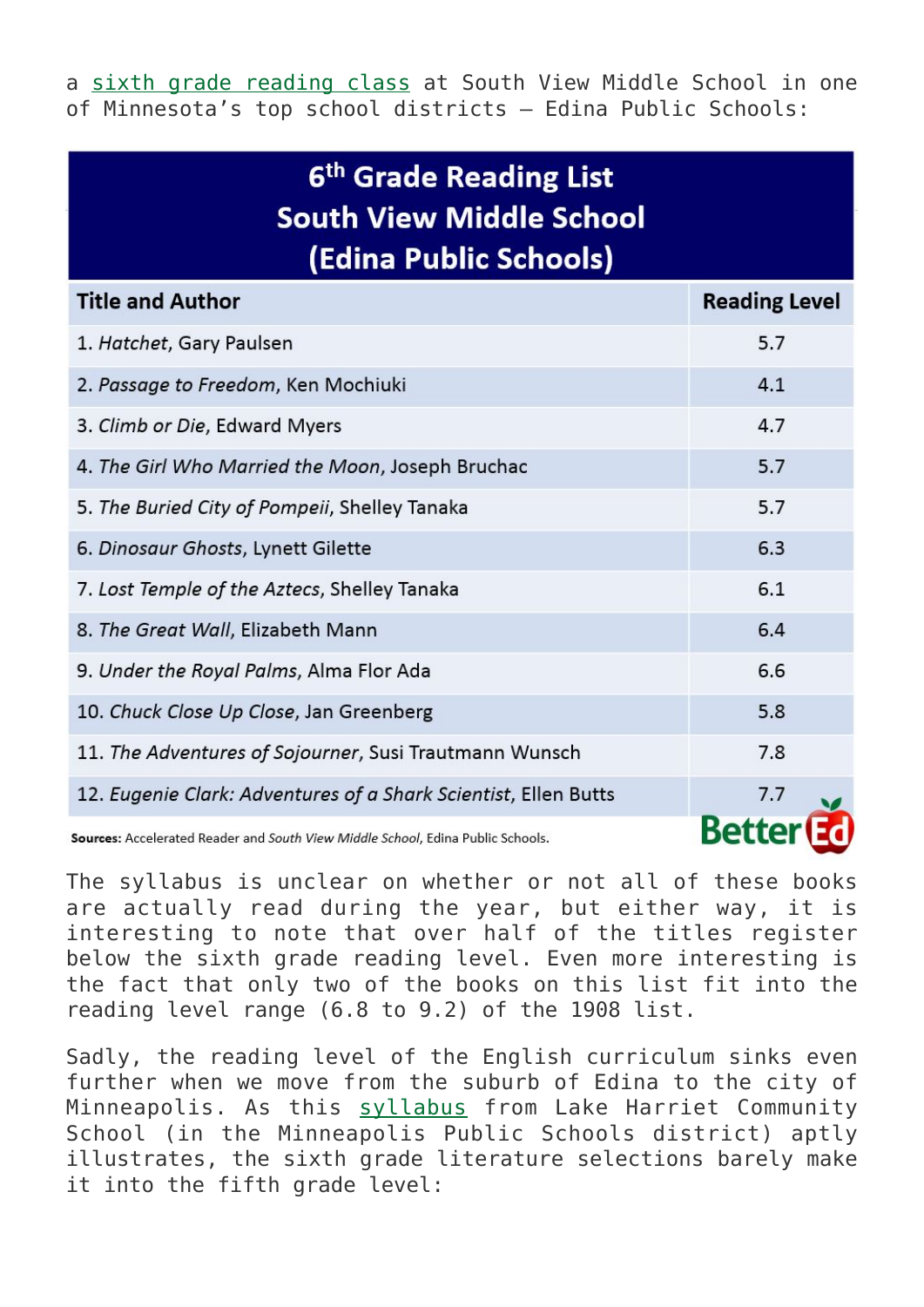a sixth grade reading class at South View Middle School in one of Minnesota's top school districts – Edina Public Schools:

| 6th Grade Reading List South View Middle School (Edina Public Schools) | |
|---|---|
| **Title and Author** | **Reading Level** |
| 1. *Hatchet*, Gary Paulsen | 5.7 |
| 2. *Passage to Freedom*, Ken Mochiuki | 4.1 |
| 3. *Climb or Die*, Edward Myers | 4.7 |
| 4. *The Girl Who Married the Moon*, Joseph Bruchac | 5.7 |
| 5. *The Buried City of Pompeii*, Shelley Tanaka | 5.7 |
| 6. *Dinosaur Ghosts*, Lynett Gilette | 6.3 |
| 7. *Lost Temple of the Aztecs*, Shelley Tanaka | 6.1 |
| 8. *The Great Wall*, Elizabeth Mann | 6.4 |
| 9. *Under the Royal Palms*, Alma Flor Ada | 6.6 |
| 10. *Chuck Close Up Close*, Jan Greenberg | 5.8 |
| 11. *The Adventures of Sojourner*, Susi Trautmann Wunsch | 7.8 |
| 12. *Eugenie Clark: Adventures of a Shark Scientist*, Ellen Butts | 7.7 |

**Sources:** Accelerated Reader and *South View Middle School*, Edina Public Schools.

Better Ed

The syllabus is unclear on whether or not all of these books are actually read during the year, but either way, it is interesting to note that over half of the titles register below the sixth grade reading level. Even more interesting is the fact that only two of the books on this list fit into the reading level range (6.8 to 9.2) of the 1908 list.

Sadly, the reading level of the English curriculum sinks even further when we move from the suburb of Edina to the city of Minneapolis. As this syllabus from Lake Harriet Community School (in the Minneapolis Public Schools district) aptly illustrates, the sixth grade literature selections barely make it into the fifth grade level: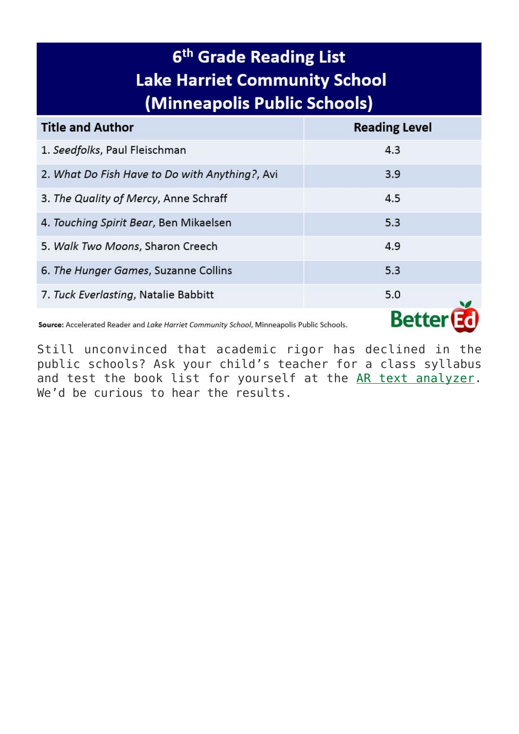## 6th Grade Reading List
## Lake Harriet Community School
## (Minneapolis Public Schools)

| Title and Author | Reading Level |
| --- | --- |
| 1. *Seedfolks*, Paul Fleischman | 4.3 |
| 2. *What Do Fish Have to Do with Anything?*, Avi | 3.9 |
| 3. *The Quality of Mercy*, Anne Schraff | 4.5 |
| 4. *Touching Spirit Bear*, Ben Mikaelsen | 5.3 |
| 5. *Walk Two Moons*, Sharon Creech | 4.9 |
| 6. *The Hunger Games*, Suzanne Collins | 5.3 |
| 7. *Tuck Everlasting*, Natalie Babbitt | 5.0 |

**Source:** Accelerated Reader and *Lake Harriet Community School*, Minneapolis Public Schools.

BetterEd

Still unconvinced that academic rigor has declined in the public schools? Ask your child's teacher for a class syllabus and test the book list for yourself at the AR text analyzer. We'd be curious to hear the results.